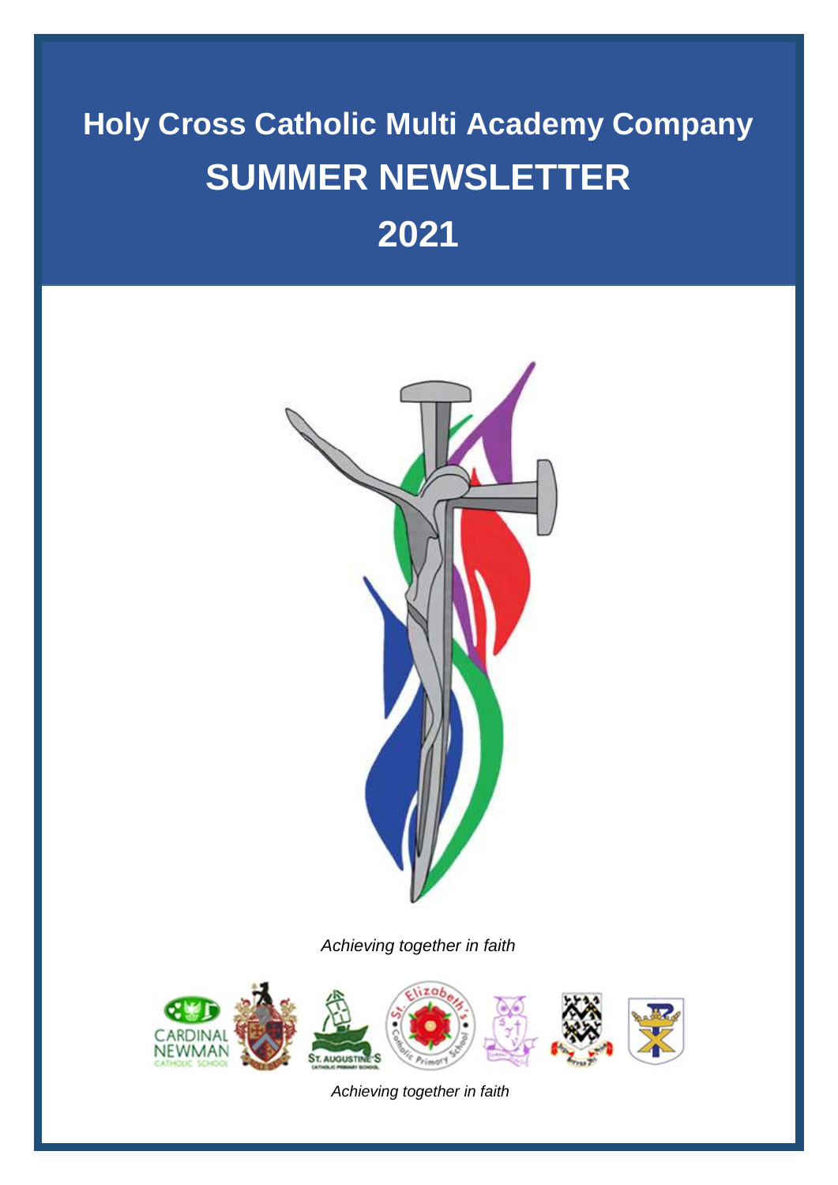# Holy Cross Catholic Multi Academy Company

# SUMMER NEWSLETTER

# 2021

*Achieving together in faith*

*Achieving together in faith*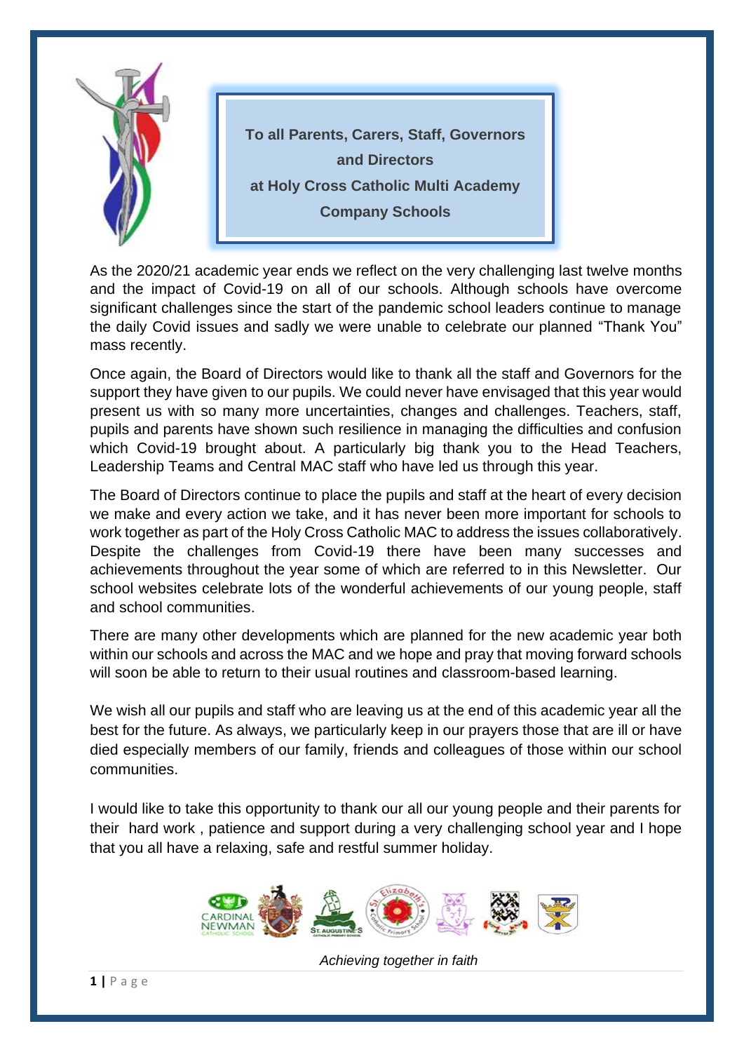**To all Parents, Carers, Staff, Governors and Directors at Holy Cross Catholic Multi Academy Company Schools**

As the 2020/21 academic year ends we reflect on the very challenging last twelve months and the impact of Covid-19 on all of our schools. Although schools have overcome significant challenges since the start of the pandemic school leaders continue to manage the daily Covid issues and sadly we were unable to celebrate our planned "Thank You" mass recently.

Once again, the Board of Directors would like to thank all the staff and Governors for the support they have given to our pupils. We could never have envisaged that this year would present us with so many more uncertainties, changes and challenges. Teachers, staff, pupils and parents have shown such resilience in managing the difficulties and confusion which Covid-19 brought about. A particularly big thank you to the Head Teachers, Leadership Teams and Central MAC staff who have led us through this year.

The Board of Directors continue to place the pupils and staff at the heart of every decision we make and every action we take, and it has never been more important for schools to work together as part of the Holy Cross Catholic MAC to address the issues collaboratively. Despite the challenges from Covid-19 there have been many successes and achievements throughout the year some of which are referred to in this Newsletter. Our school websites celebrate lots of the wonderful achievements of our young people, staff and school communities.

There are many other developments which are planned for the new academic year both within our schools and across the MAC and we hope and pray that moving forward schools will soon be able to return to their usual routines and classroom-based learning.

We wish all our pupils and staff who are leaving us at the end of this academic year all the best for the future. As always, we particularly keep in our prayers those that are ill or have died especially members of our family, friends and colleagues of those within our school communities.

I would like to take this opportunity to thank our all our young people and their parents for their hard work , patience and support during a very challenging school year and I hope that you all have a relaxing, safe and restful summer holiday.

*Achieving together in faith*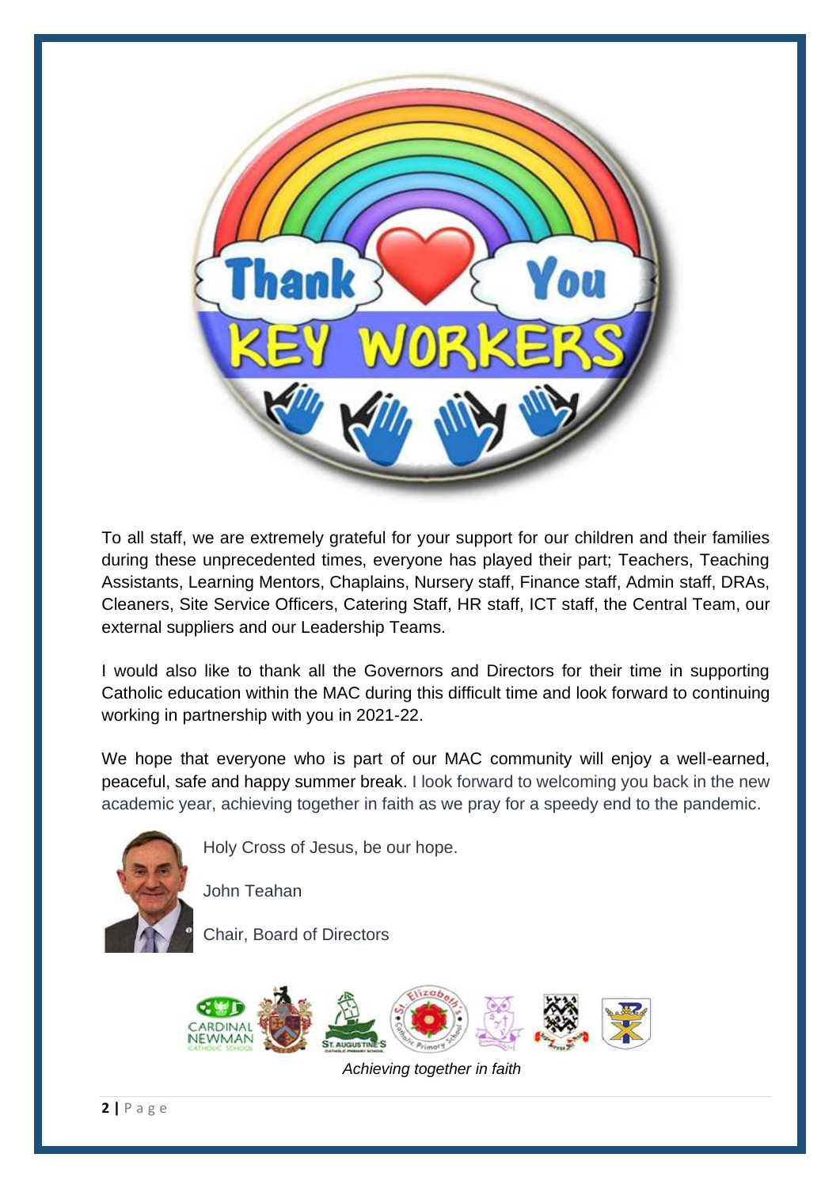To all staff, we are extremely grateful for your support for our children and their families during these unprecedented times, everyone has played their part; Teachers, Teaching Assistants, Learning Mentors, Chaplains, Nursery staff, Finance staff, Admin staff, DRAs, Cleaners, Site Service Officers, Catering Staff, HR staff, ICT staff, the Central Team, our external suppliers and our Leadership Teams.

I would also like to thank all the Governors and Directors for their time in supporting Catholic education within the MAC during this difficult time and look forward to continuing working in partnership with you in 2021-22.

We hope that everyone who is part of our MAC community will enjoy a well-earned, peaceful, safe and happy summer break. I look forward to welcoming you back in the new academic year, achieving together in faith as we pray for a speedy end to the pandemic.

Holy Cross of Jesus, be our hope.

John Teahan

Chair, Board of Directors

*Achieving together in faith*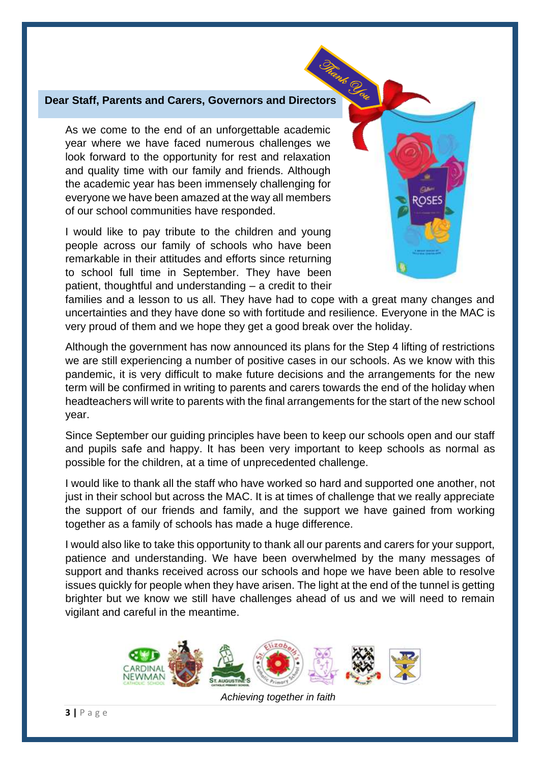**Dear Staff, Parents and Carers, Governors and Directors**

As we come to the end of an unforgettable academic year where we have faced numerous challenges we look forward to the opportunity for rest and relaxation and quality time with our family and friends. Although the academic year has been immensely challenging for everyone we have been amazed at the way all members of our school communities have responded.

I would like to pay tribute to the children and young people across our family of schools who have been remarkable in their attitudes and efforts since returning to school full time in September. They have been patient, thoughtful and understanding – a credit to their families and a lesson to us all. They have had to cope with a great many changes and uncertainties and they have done so with fortitude and resilience. Everyone in the MAC is very proud of them and we hope they get a good break over the holiday.

Although the government has now announced its plans for the Step 4 lifting of restrictions we are still experiencing a number of positive cases in our schools. As we know with this pandemic, it is very difficult to make future decisions and the arrangements for the new term will be confirmed in writing to parents and carers towards the end of the holiday when headteachers will write to parents with the final arrangements for the start of the new school year.

Since September our guiding principles have been to keep our schools open and our staff and pupils safe and happy. It has been very important to keep schools as normal as possible for the children, at a time of unprecedented challenge.

I would like to thank all the staff who have worked so hard and supported one another, not just in their school but across the MAC. It is at times of challenge that we really appreciate the support of our friends and family, and the support we have gained from working together as a family of schools has made a huge difference.

I would also like to take this opportunity to thank all our parents and carers for your support, patience and understanding. We have been overwhelmed by the many messages of support and thanks received across our schools and hope we have been able to resolve issues quickly for people when they have arisen. The light at the end of the tunnel is getting brighter but we know we still have challenges ahead of us and we will need to remain vigilant and careful in the meantime.

*Achieving together in faith*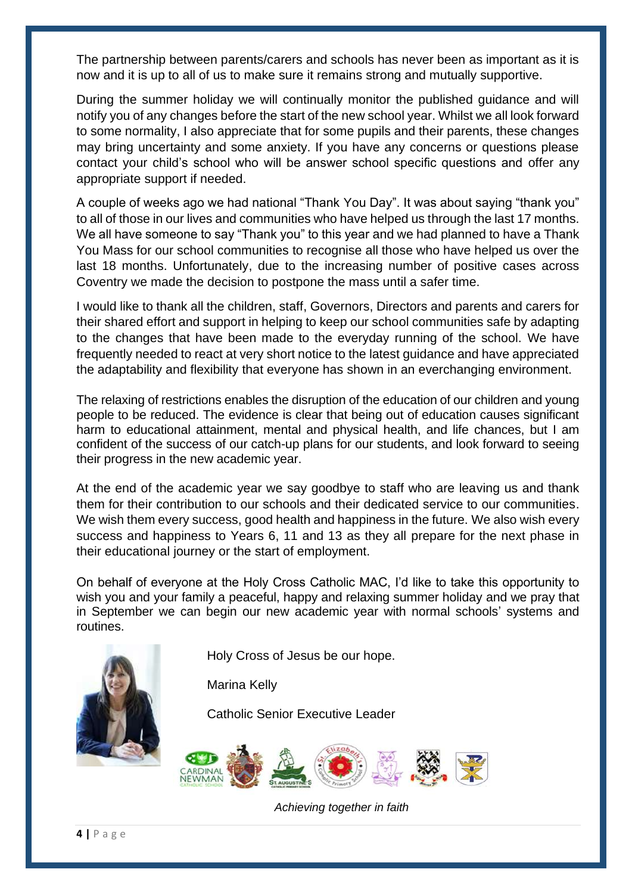The partnership between parents/carers and schools has never been as important as it is now and it is up to all of us to make sure it remains strong and mutually supportive.

During the summer holiday we will continually monitor the published guidance and will notify you of any changes before the start of the new school year. Whilst we all look forward to some normality, I also appreciate that for some pupils and their parents, these changes may bring uncertainty and some anxiety. If you have any concerns or questions please contact your child's school who will be answer school specific questions and offer any appropriate support if needed.

A couple of weeks ago we had national "Thank You Day". It was about saying "thank you" to all of those in our lives and communities who have helped us through the last 17 months. We all have someone to say "Thank you" to this year and we had planned to have a Thank You Mass for our school communities to recognise all those who have helped us over the last 18 months. Unfortunately, due to the increasing number of positive cases across Coventry we made the decision to postpone the mass until a safer time.

I would like to thank all the children, staff, Governors, Directors and parents and carers for their shared effort and support in helping to keep our school communities safe by adapting to the changes that have been made to the everyday running of the school. We have frequently needed to react at very short notice to the latest guidance and have appreciated the adaptability and flexibility that everyone has shown in an everchanging environment.

The relaxing of restrictions enables the disruption of the education of our children and young people to be reduced. The evidence is clear that being out of education causes significant harm to educational attainment, mental and physical health, and life chances, but I am confident of the success of our catch-up plans for our students, and look forward to seeing their progress in the new academic year.

At the end of the academic year we say goodbye to staff who are leaving us and thank them for their contribution to our schools and their dedicated service to our communities. We wish them every success, good health and happiness in the future. We also wish every success and happiness to Years 6, 11 and 13 as they all prepare for the next phase in their educational journey or the start of employment.

On behalf of everyone at the Holy Cross Catholic MAC, I'd like to take this opportunity to wish you and your family a peaceful, happy and relaxing summer holiday and we pray that in September we can begin our new academic year with normal schools' systems and routines.

Holy Cross of Jesus be our hope.

Marina Kelly

Catholic Senior Executive Leader

*Achieving together in faith*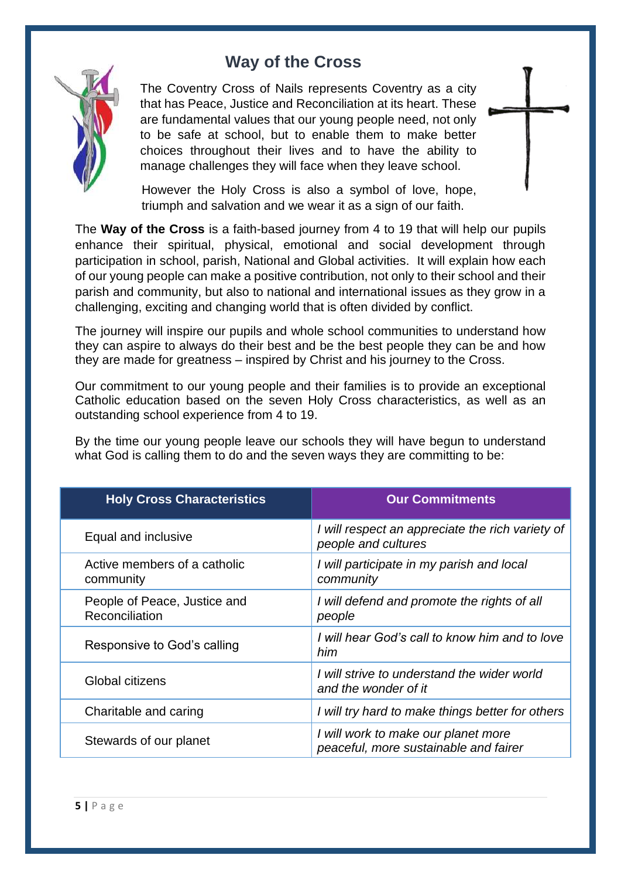# Way of the Cross

The Coventry Cross of Nails represents Coventry as a city that has Peace, Justice and Reconciliation at its heart. These are fundamental values that our young people need, not only to be safe at school, but to enable them to make better choices throughout their lives and to have the ability to manage challenges they will face when they leave school.

However the Holy Cross is also a symbol of love, hope, triumph and salvation and we wear it as a sign of our faith.

The **Way of the Cross** is a faith-based journey from 4 to 19 that will help our pupils enhance their spiritual, physical, emotional and social development through participation in school, parish, National and Global activities. It will explain how each of our young people can make a positive contribution, not only to their school and their parish and community, but also to national and international issues as they grow in a challenging, exciting and changing world that is often divided by conflict.

The journey will inspire our pupils and whole school communities to understand how they can aspire to always do their best and be the best people they can be and how they are made for greatness – inspired by Christ and his journey to the Cross.

Our commitment to our young people and their families is to provide an exceptional Catholic education based on the seven Holy Cross characteristics, as well as an outstanding school experience from 4 to 19.

By the time our young people leave our schools they will have begun to understand what God is calling them to do and the seven ways they are committing to be:

| Holy Cross Characteristics | Our Commitments |
|---|---|
| Equal and inclusive | *I will respect an appreciate the rich variety of people and cultures* |
| Active members of a catholic community | *I will participate in my parish and local community* |
| People of Peace, Justice and Reconciliation | *I will defend and promote the rights of all people* |
| Responsive to God's calling | *I will hear God's call to know him and to love him* |
| Global citizens | *I will strive to understand the wider world and the wonder of it* |
| Charitable and caring | *I will try hard to make things better for others* |
| Stewards of our planet | *I will work to make our planet more peaceful, more sustainable and fairer* |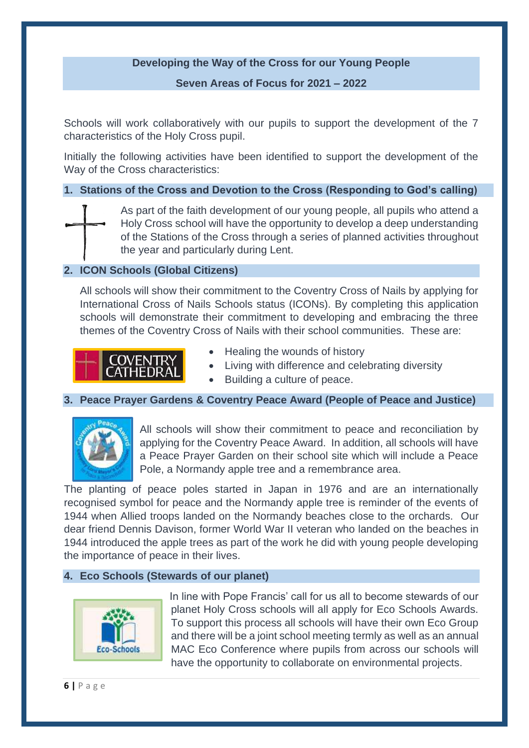**Developing the Way of the Cross for our Young People**

**Seven Areas of Focus for 2021 – 2022**

Schools will work collaboratively with our pupils to support the development of the 7 characteristics of the Holy Cross pupil.

Initially the following activities have been identified to support the development of the Way of the Cross characteristics:

### 1. Stations of the Cross and Devotion to the Cross (Responding to God's calling)

As part of the faith development of our young people, all pupils who attend a Holy Cross school will have the opportunity to develop a deep understanding of the Stations of the Cross through a series of planned activities throughout the year and particularly during Lent.

### 2. ICON Schools (Global Citizens)

All schools will show their commitment to the Coventry Cross of Nails by applying for International Cross of Nails Schools status (ICONs). By completing this application schools will demonstrate their commitment to developing and embracing the three themes of the Coventry Cross of Nails with their school communities. These are:

- Healing the wounds of history
- Living with difference and celebrating diversity
- Building a culture of peace.

### 3. Peace Prayer Gardens & Coventry Peace Award (People of Peace and Justice)

All schools will show their commitment to peace and reconciliation by applying for the Coventry Peace Award. In addition, all schools will have a Peace Prayer Garden on their school site which will include a Peace Pole, a Normandy apple tree and a remembrance area.

The planting of peace poles started in Japan in 1976 and are an internationally recognised symbol for peace and the Normandy apple tree is reminder of the events of 1944 when Allied troops landed on the Normandy beaches close to the orchards. Our dear friend Dennis Davison, former World War II veteran who landed on the beaches in 1944 introduced the apple trees as part of the work he did with young people developing the importance of peace in their lives.

### 4. Eco Schools (Stewards of our planet)

In line with Pope Francis' call for us all to become stewards of our planet Holy Cross schools will all apply for Eco Schools Awards. To support this process all schools will have their own Eco Group and there will be a joint school meeting termly as well as an annual MAC Eco Conference where pupils from across our schools will have the opportunity to collaborate on environmental projects.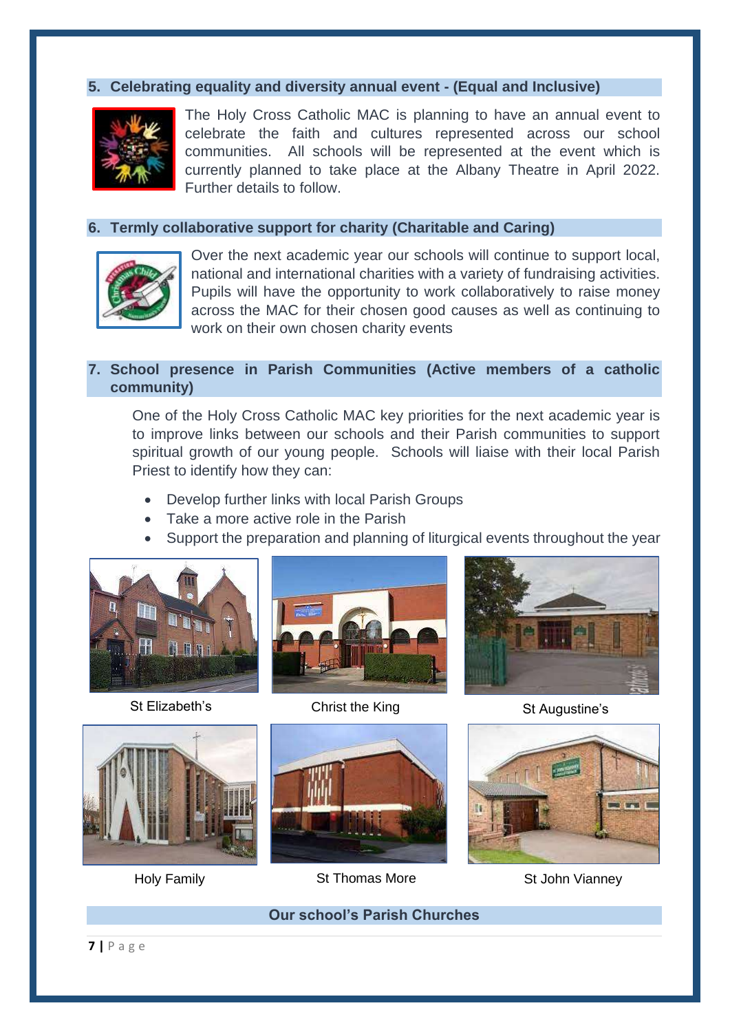## 5. Celebrating equality and diversity annual event - (Equal and Inclusive)

The Holy Cross Catholic MAC is planning to have an annual event to celebrate the faith and cultures represented across our school communities. All schools will be represented at the event which is currently planned to take place at the Albany Theatre in April 2022. Further details to follow.

## 6. Termly collaborative support for charity (Charitable and Caring)

Over the next academic year our schools will continue to support local, national and international charities with a variety of fundraising activities. Pupils will have the opportunity to work collaboratively to raise money across the MAC for their chosen good causes as well as continuing to work on their own chosen charity events

## 7. School presence in Parish Communities (Active members of a catholic community)

One of the Holy Cross Catholic MAC key priorities for the next academic year is to improve links between our schools and their Parish communities to support spiritual growth of our young people. Schools will liaise with their local Parish Priest to identify how they can:

- Develop further links with local Parish Groups
- Take a more active role in the Parish
- Support the preparation and planning of liturgical events throughout the year

St Elizabeth's

Christ the King

St Augustine's

Holy Family

St Thomas More

St John Vianney

**Our school's Parish Churches**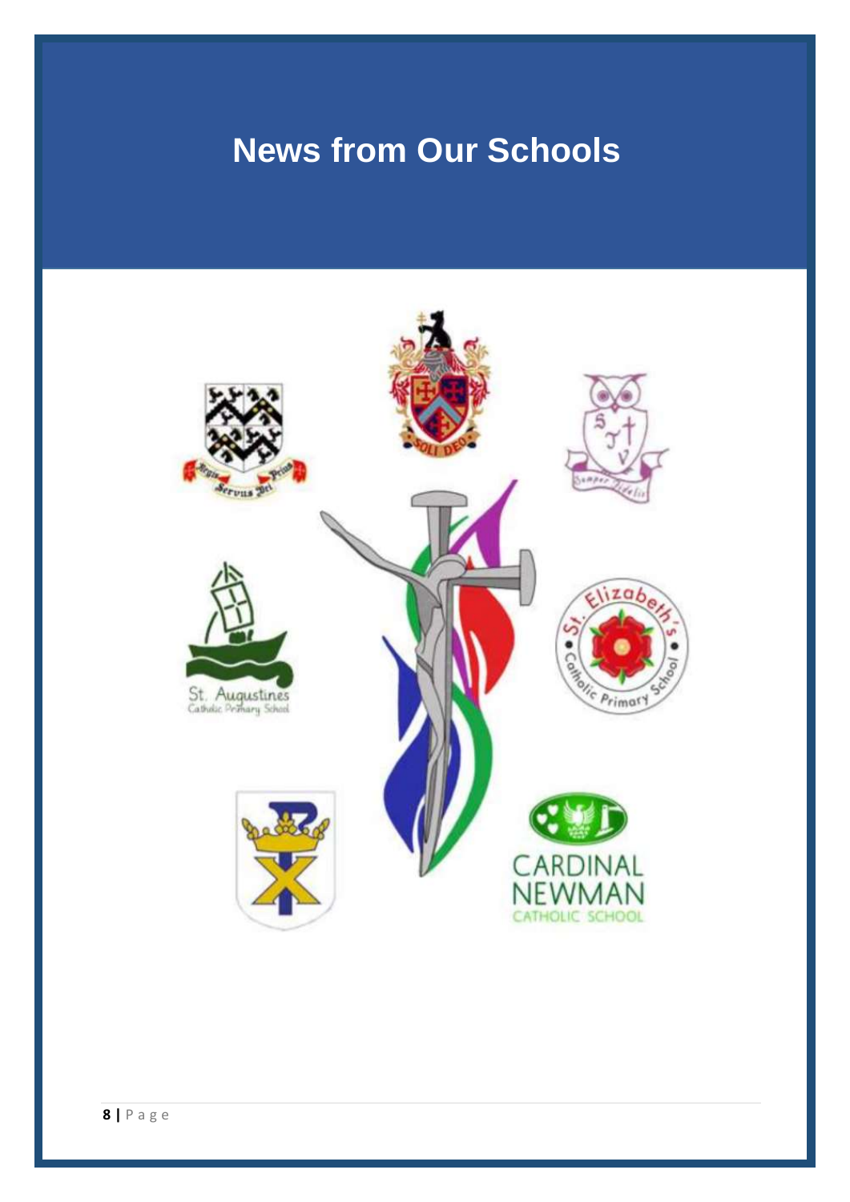# News from Our Schools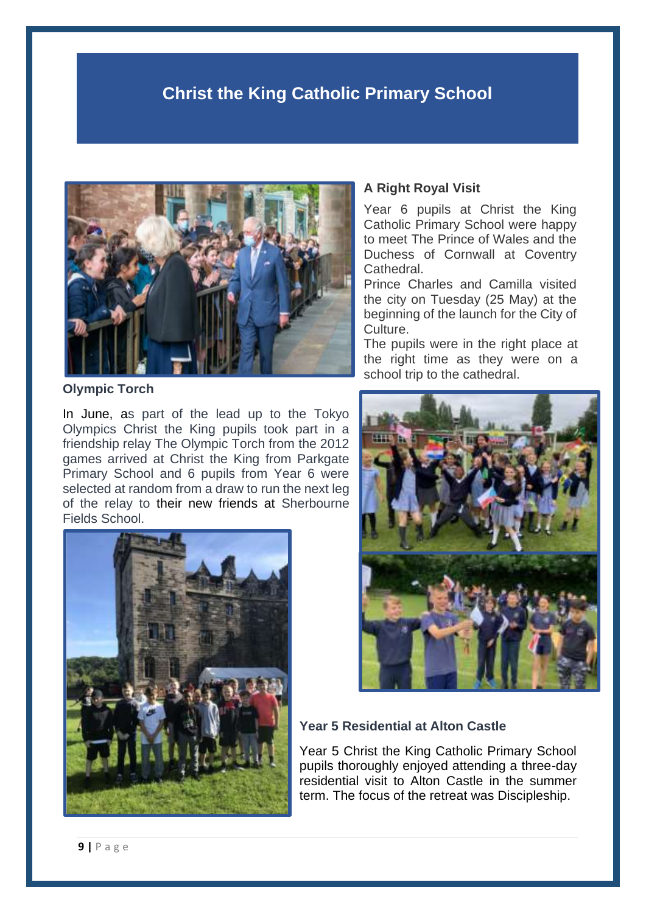# Christ the King Catholic Primary School

## A Right Royal Visit

Year 6 pupils at Christ the King Catholic Primary School were happy to meet The Prince of Wales and the Duchess of Cornwall at Coventry Cathedral.

Prince Charles and Camilla visited the city on Tuesday (25 May) at the beginning of the launch for the City of Culture.

The pupils were in the right place at the right time as they were on a school trip to the cathedral.

## Olympic Torch

In June, as part of the lead up to the Tokyo Olympics Christ the King pupils took part in a friendship relay The Olympic Torch from the 2012 games arrived at Christ the King from Parkgate Primary School and 6 pupils from Year 6 were selected at random from a draw to run the next leg of the relay to their new friends at Sherbourne Fields School.

## Year 5 Residential at Alton Castle

Year 5 Christ the King Catholic Primary School pupils thoroughly enjoyed attending a three-day residential visit to Alton Castle in the summer term. The focus of the retreat was Discipleship.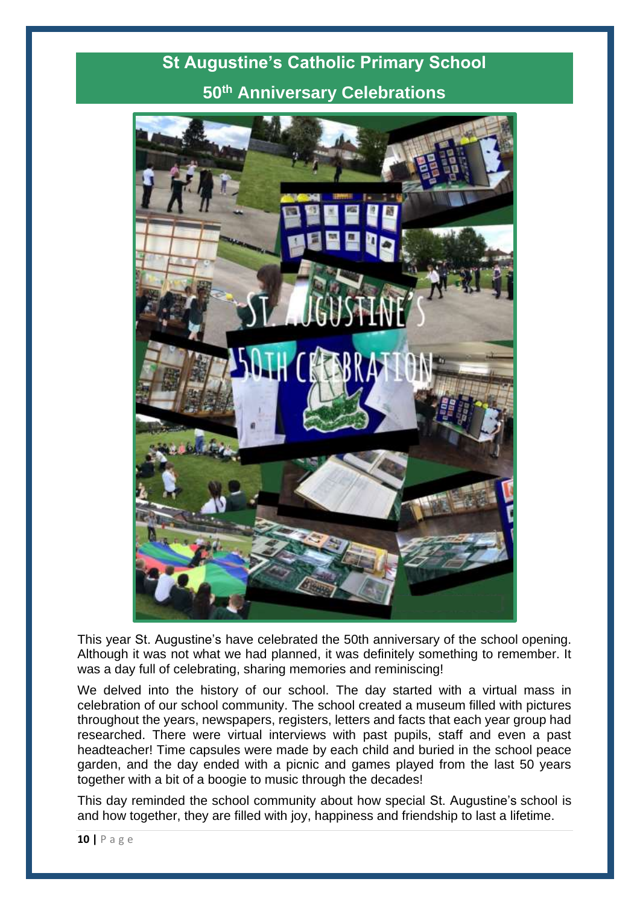# St Augustine's Catholic Primary School

## 50th Anniversary Celebrations

This year St. Augustine's have celebrated the 50th anniversary of the school opening. Although it was not what we had planned, it was definitely something to remember. It was a day full of celebrating, sharing memories and reminiscing!

We delved into the history of our school. The day started with a virtual mass in celebration of our school community. The school created a museum filled with pictures throughout the years, newspapers, registers, letters and facts that each year group had researched. There were virtual interviews with past pupils, staff and even a past headteacher! Time capsules were made by each child and buried in the school peace garden, and the day ended with a picnic and games played from the last 50 years together with a bit of a boogie to music through the decades!

This day reminded the school community about how special St. Augustine's school is and how together, they are filled with joy, happiness and friendship to last a lifetime.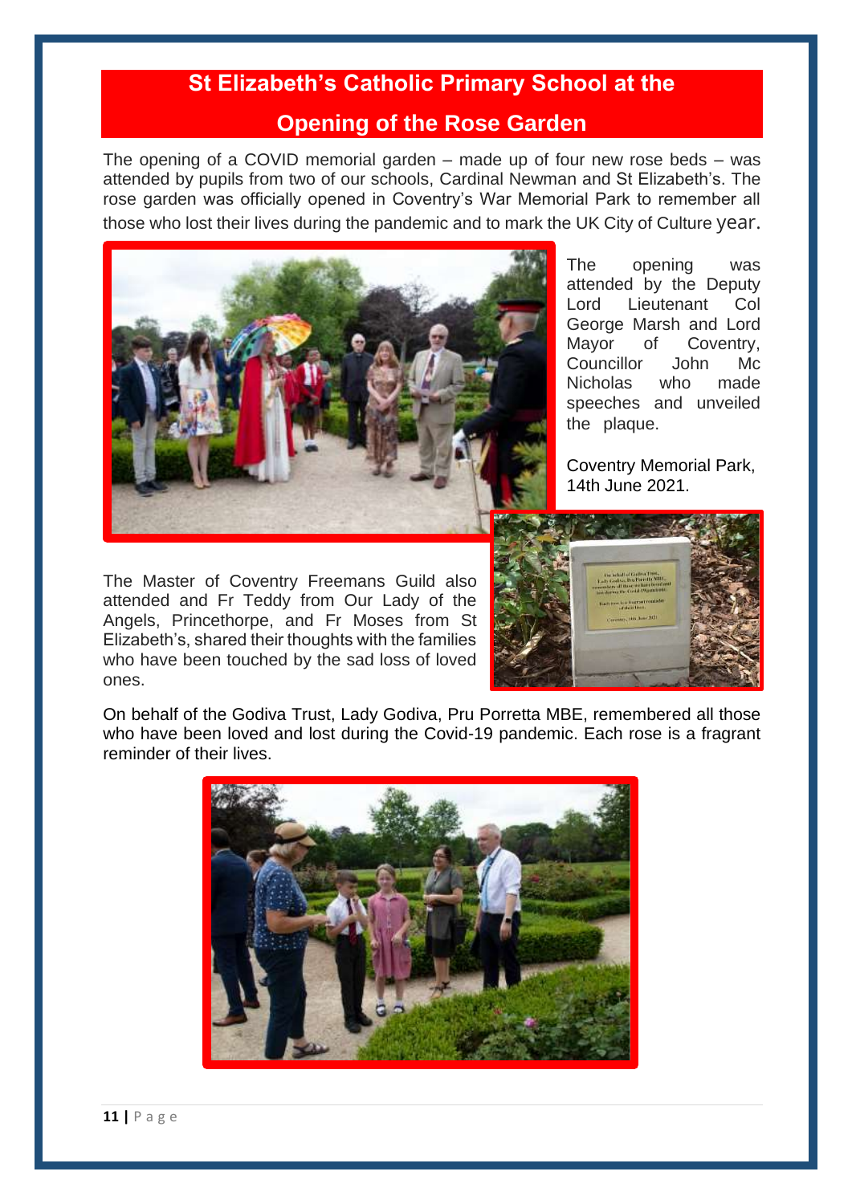# St Elizabeth's Catholic Primary School at the Opening of the Rose Garden

The opening of a COVID memorial garden – made up of four new rose beds – was attended by pupils from two of our schools, Cardinal Newman and St Elizabeth's. The rose garden was officially opened in Coventry's War Memorial Park to remember all those who lost their lives during the pandemic and to mark the UK City of Culture year.

The opening was attended by the Deputy Lord Lieutenant Col George Marsh and Lord Mayor of Coventry, Councillor John Mc Nicholas who made speeches and unveiled the plaque.

Coventry Memorial Park, 14th June 2021.

The Master of Coventry Freemans Guild also attended and Fr Teddy from Our Lady of the Angels, Princethorpe, and Fr Moses from St Elizabeth's, shared their thoughts with the families who have been touched by the sad loss of loved ones.

On behalf of the Godiva Trust, Lady Godiva, Pru Porretta MBE, remembered all those who have been loved and lost during the Covid-19 pandemic. Each rose is a fragrant reminder of their lives.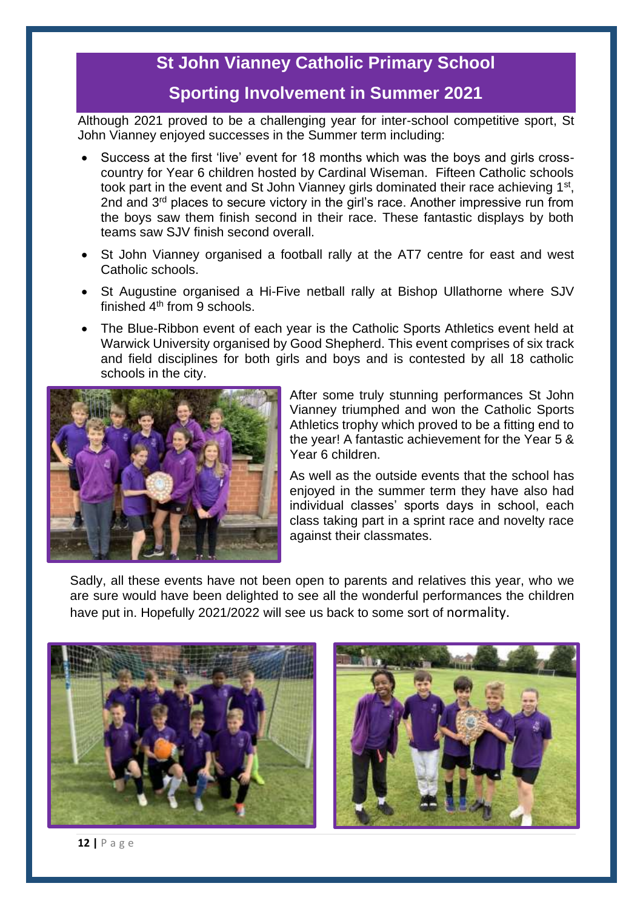# St John Vianney Catholic Primary School

## Sporting Involvement in Summer 2021

Although 2021 proved to be a challenging year for inter-school competitive sport, St John Vianney enjoyed successes in the Summer term including:

- Success at the first 'live' event for 18 months which was the boys and girls cross-country for Year 6 children hosted by Cardinal Wiseman. Fifteen Catholic schools took part in the event and St John Vianney girls dominated their race achieving 1st, 2nd and 3rd places to secure victory in the girl's race. Another impressive run from the boys saw them finish second in their race. These fantastic displays by both teams saw SJV finish second overall.
- St John Vianney organised a football rally at the AT7 centre for east and west Catholic schools.
- St Augustine organised a Hi-Five netball rally at Bishop Ullathorne where SJV finished 4th from 9 schools.
- The Blue-Ribbon event of each year is the Catholic Sports Athletics event held at Warwick University organised by Good Shepherd. This event comprises of six track and field disciplines for both girls and boys and is contested by all 18 catholic schools in the city.

After some truly stunning performances St John Vianney triumphed and won the Catholic Sports Athletics trophy which proved to be a fitting end to the year! A fantastic achievement for the Year 5 & Year 6 children.

As well as the outside events that the school has enjoyed in the summer term they have also had individual classes' sports days in school, each class taking part in a sprint race and novelty race against their classmates.

Sadly, all these events have not been open to parents and relatives this year, who we are sure would have been delighted to see all the wonderful performances the children have put in. Hopefully 2021/2022 will see us back to some sort of normality.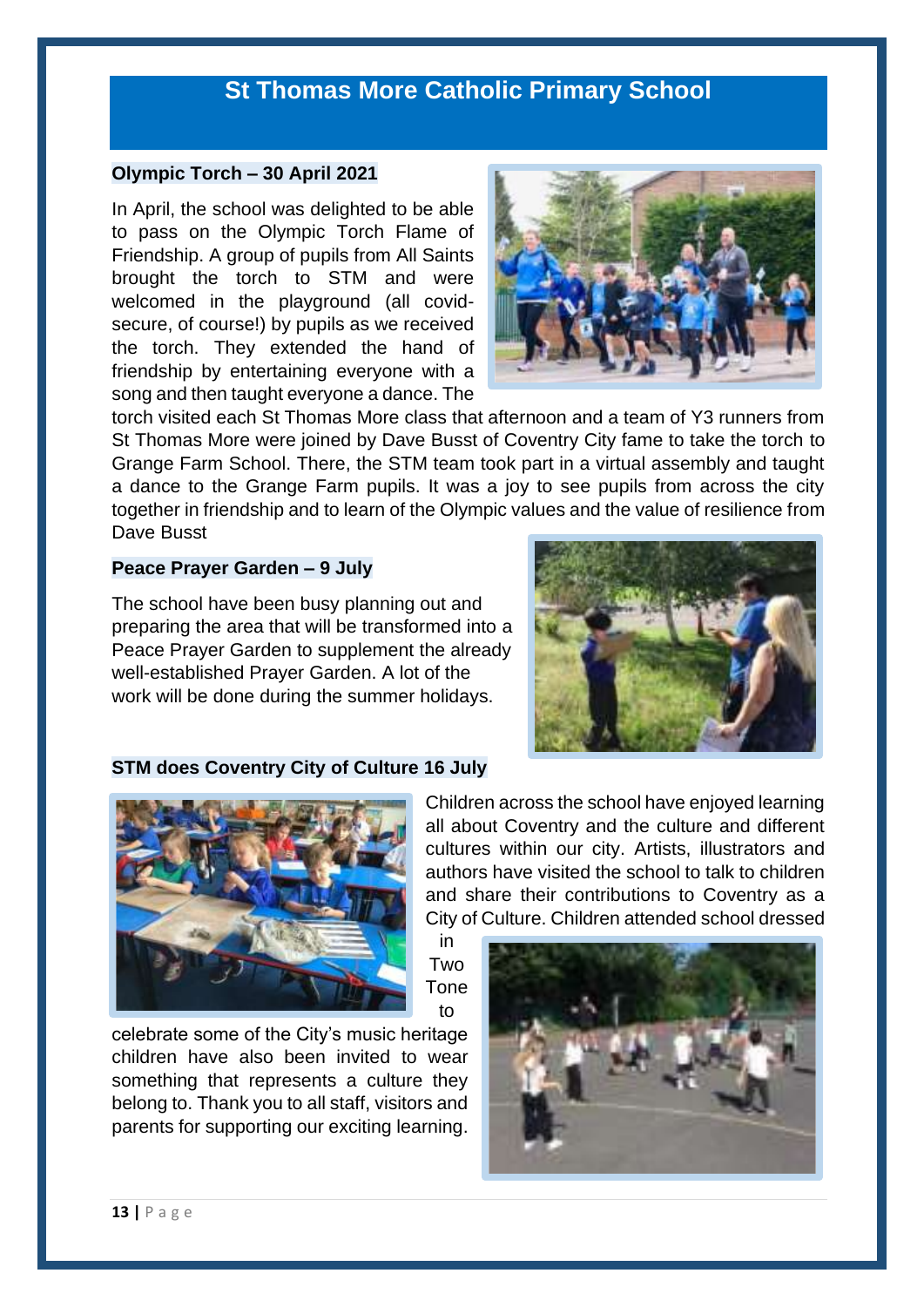# St Thomas More Catholic Primary School

**Olympic Torch – 30 April 2021**

In April, the school was delighted to be able to pass on the Olympic Torch Flame of Friendship. A group of pupils from All Saints brought the torch to STM and were welcomed in the playground (all covid-secure, of course!) by pupils as we received the torch. They extended the hand of friendship by entertaining everyone with a song and then taught everyone a dance. The torch visited each St Thomas More class that afternoon and a team of Y3 runners from St Thomas More were joined by Dave Busst of Coventry City fame to take the torch to Grange Farm School. There, the STM team took part in a virtual assembly and taught a dance to the Grange Farm pupils. It was a joy to see pupils from across the city together in friendship and to learn of the Olympic values and the value of resilience from Dave Busst

**Peace Prayer Garden – 9 July**

The school have been busy planning out and preparing the area that will be transformed into a Peace Prayer Garden to supplement the already well-established Prayer Garden. A lot of the work will be done during the summer holidays.

**STM does Coventry City of Culture 16 July**

Children across the school have enjoyed learning all about Coventry and the culture and different cultures within our city. Artists, illustrators and authors have visited the school to talk to children and share their contributions to Coventry as a City of Culture. Children attended school dressed in Two Tone to celebrate some of the City's music heritage children have also been invited to wear something that represents a culture they belong to. Thank you to all staff, visitors and parents for supporting our exciting learning.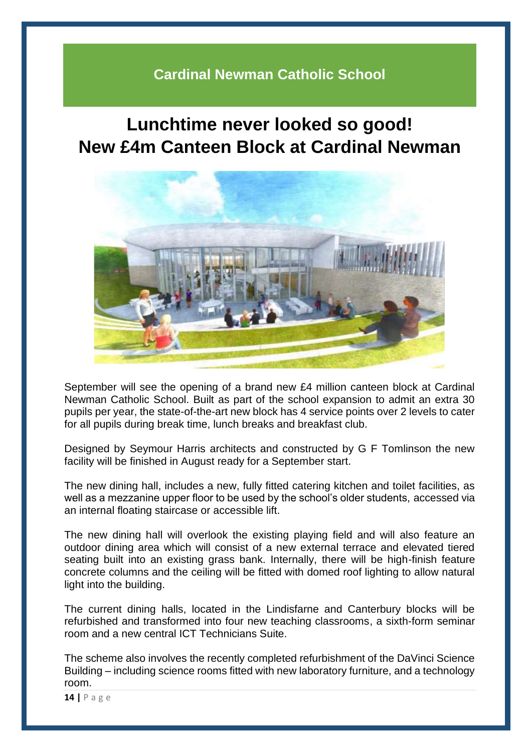## Cardinal Newman Catholic School

# Lunchtime never looked so good!
# New £4m Canteen Block at Cardinal Newman

September will see the opening of a brand new £4 million canteen block at Cardinal Newman Catholic School. Built as part of the school expansion to admit an extra 30 pupils per year, the state-of-the-art new block has 4 service points over 2 levels to cater for all pupils during break time, lunch breaks and breakfast club.

Designed by Seymour Harris architects and constructed by G F Tomlinson the new facility will be finished in August ready for a September start.

The new dining hall, includes a new, fully fitted catering kitchen and toilet facilities, as well as a mezzanine upper floor to be used by the school's older students, accessed via an internal floating staircase or accessible lift.

The new dining hall will overlook the existing playing field and will also feature an outdoor dining area which will consist of a new external terrace and elevated tiered seating built into an existing grass bank. Internally, there will be high-finish feature concrete columns and the ceiling will be fitted with domed roof lighting to allow natural light into the building.

The current dining halls, located in the Lindisfarne and Canterbury blocks will be refurbished and transformed into four new teaching classrooms, a sixth-form seminar room and a new central ICT Technicians Suite.

The scheme also involves the recently completed refurbishment of the DaVinci Science Building – including science rooms fitted with new laboratory furniture, and a technology room.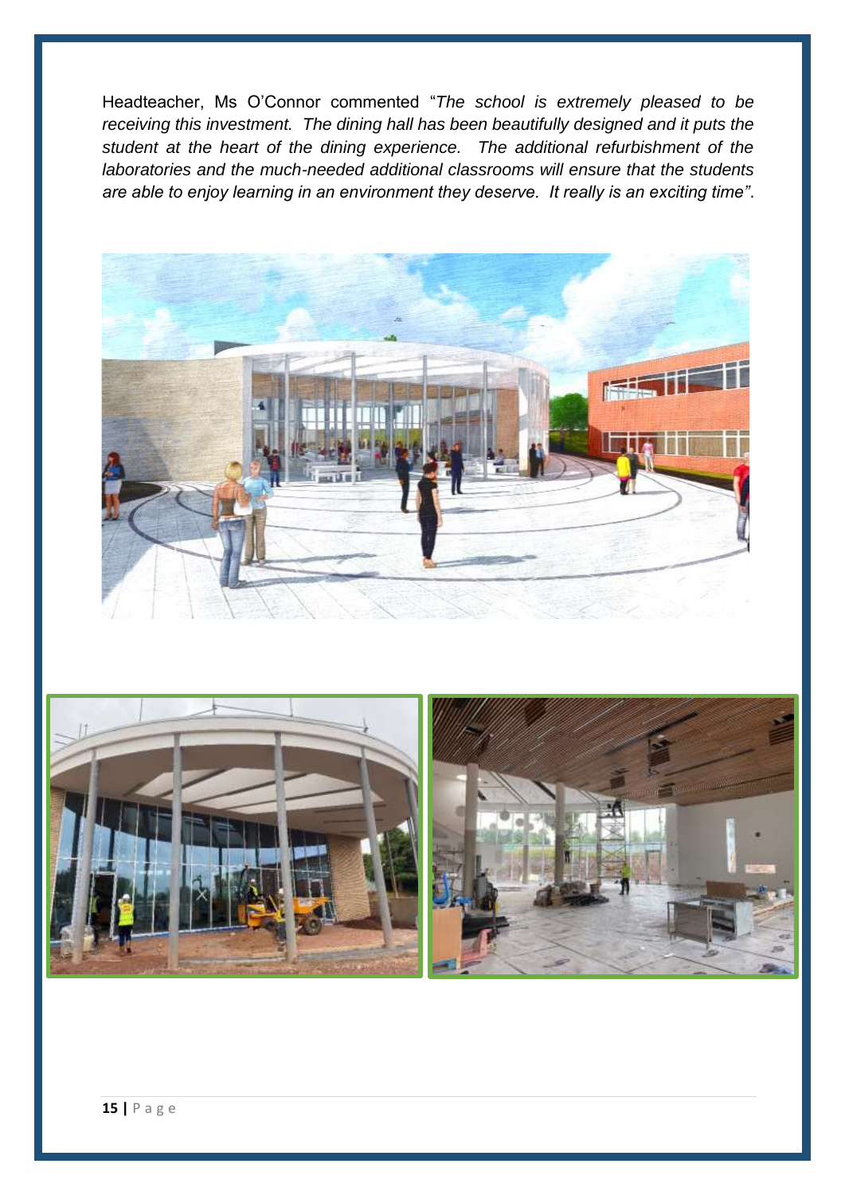Headteacher, Ms O'Connor commented "*The school is extremely pleased to be receiving this investment. The dining hall has been beautifully designed and it puts the student at the heart of the dining experience. The additional refurbishment of the laboratories and the much-needed additional classrooms will ensure that the students are able to enjoy learning in an environment they deserve. It really is an exciting time"*.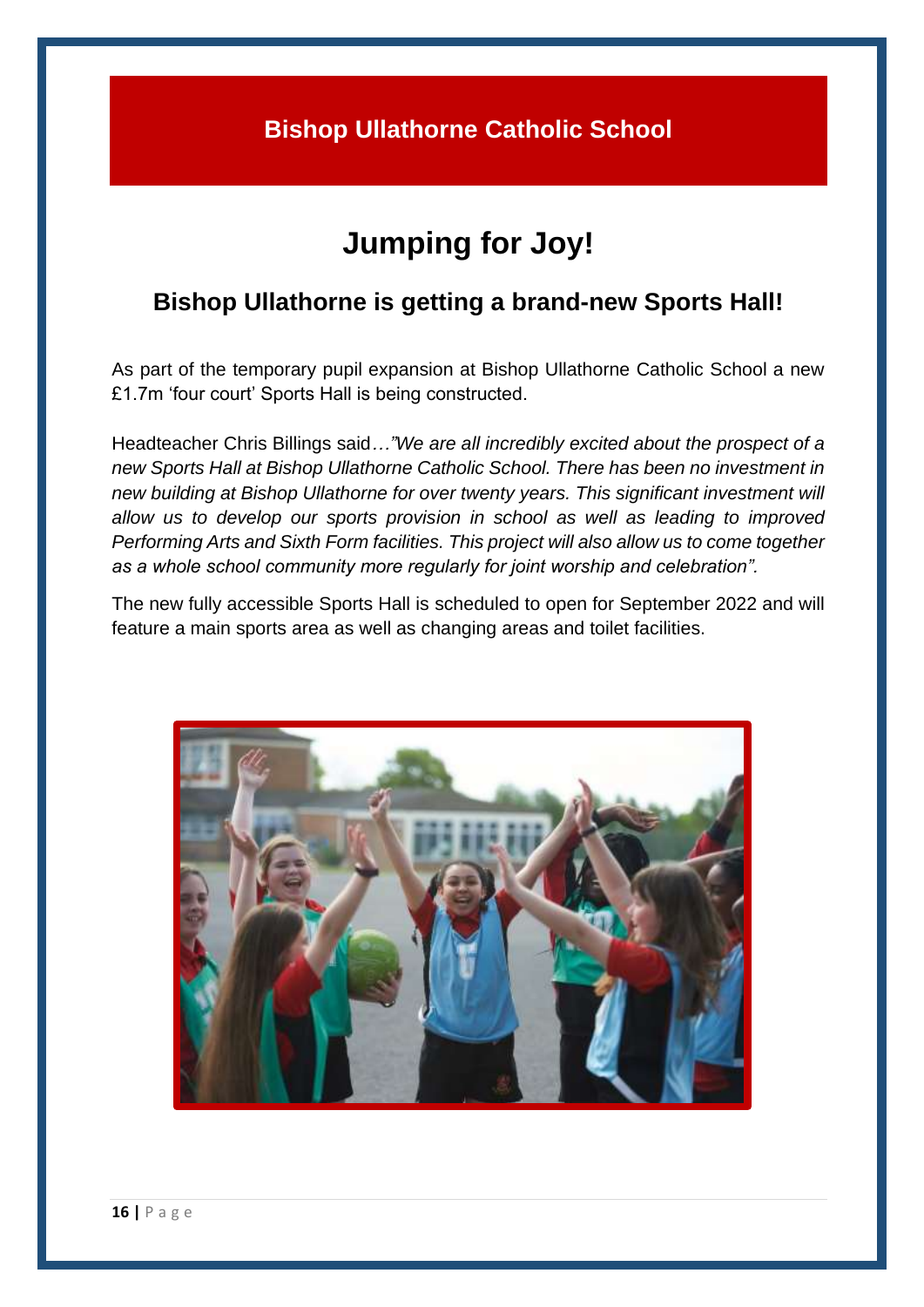## Bishop Ullathorne Catholic School

# Jumping for Joy!

## Bishop Ullathorne is getting a brand-new Sports Hall!

As part of the temporary pupil expansion at Bishop Ullathorne Catholic School a new £1.7m 'four court' Sports Hall is being constructed.

Headteacher Chris Billings said…*"We are all incredibly excited about the prospect of a new Sports Hall at Bishop Ullathorne Catholic School. There has been no investment in new building at Bishop Ullathorne for over twenty years. This significant investment will allow us to develop our sports provision in school as well as leading to improved Performing Arts and Sixth Form facilities. This project will also allow us to come together as a whole school community more regularly for joint worship and celebration".*

The new fully accessible Sports Hall is scheduled to open for September 2022 and will feature a main sports area as well as changing areas and toilet facilities.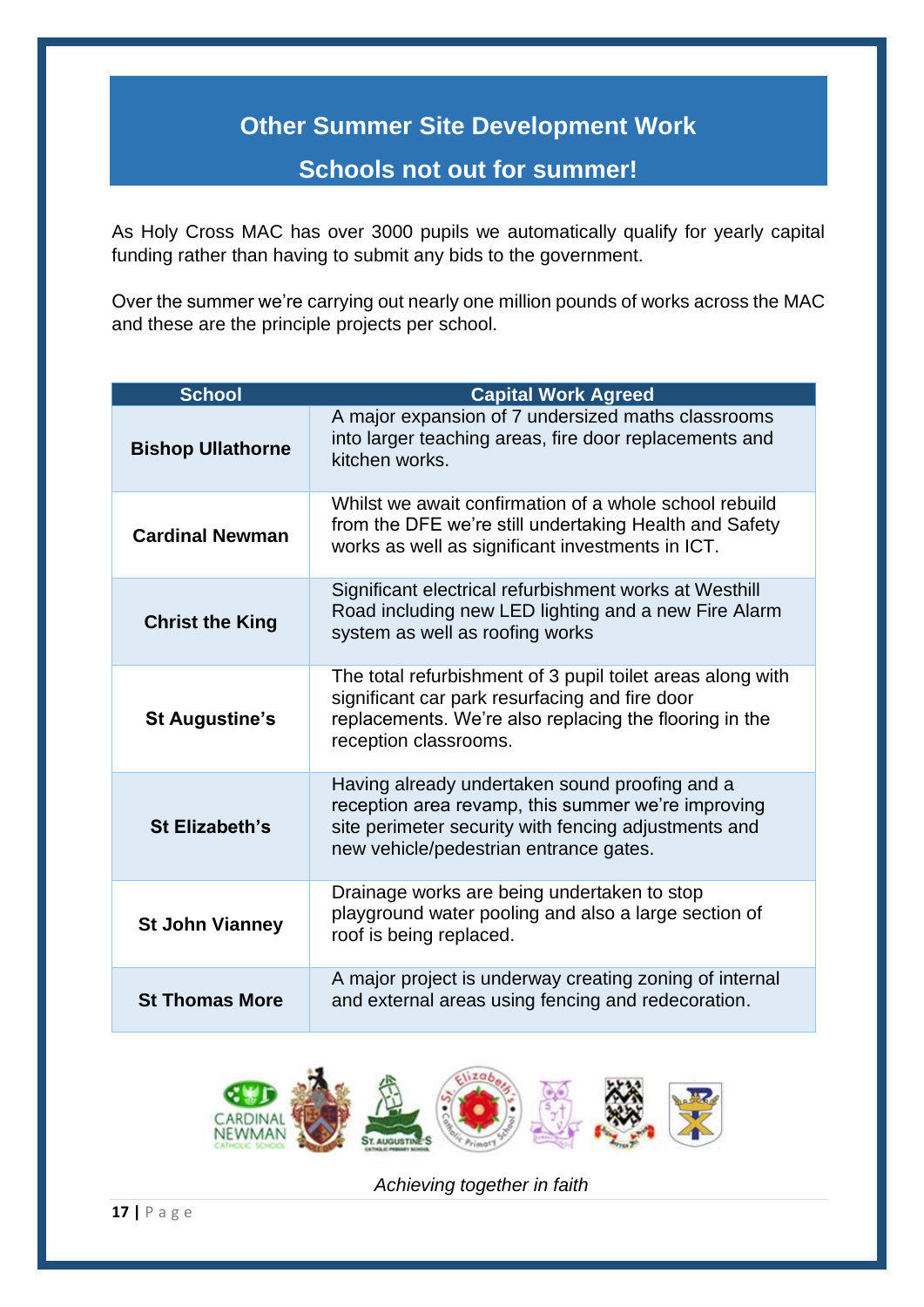## Other Summer Site Development Work

## Schools not out for summer!

As Holy Cross MAC has over 3000 pupils we automatically qualify for yearly capital funding rather than having to submit any bids to the government.

Over the summer we're carrying out nearly one million pounds of works across the MAC and these are the principle projects per school.

| School | Capital Work Agreed |
|---|---|
| **Bishop Ullathorne** | A major expansion of 7 undersized maths classrooms into larger teaching areas, fire door replacements and kitchen works. |
| **Cardinal Newman** | Whilst we await confirmation of a whole school rebuild from the DFE we're still undertaking Health and Safety works as well as significant investments in ICT. |
| **Christ the King** | Significant electrical refurbishment works at Westhill Road including new LED lighting and a new Fire Alarm system as well as roofing works |
| **St Augustine's** | The total refurbishment of 3 pupil toilet areas along with significant car park resurfacing and fire door replacements. We're also replacing the flooring in the reception classrooms. |
| **St Elizabeth's** | Having already undertaken sound proofing and a reception area revamp, this summer we're improving site perimeter security with fencing adjustments and new vehicle/pedestrian entrance gates. |
| **St John Vianney** | Drainage works are being undertaken to stop playground water pooling and also a large section of roof is being replaced. |
| **St Thomas More** | A major project is underway creating zoning of internal and external areas using fencing and redecoration. |

*Achieving together in faith*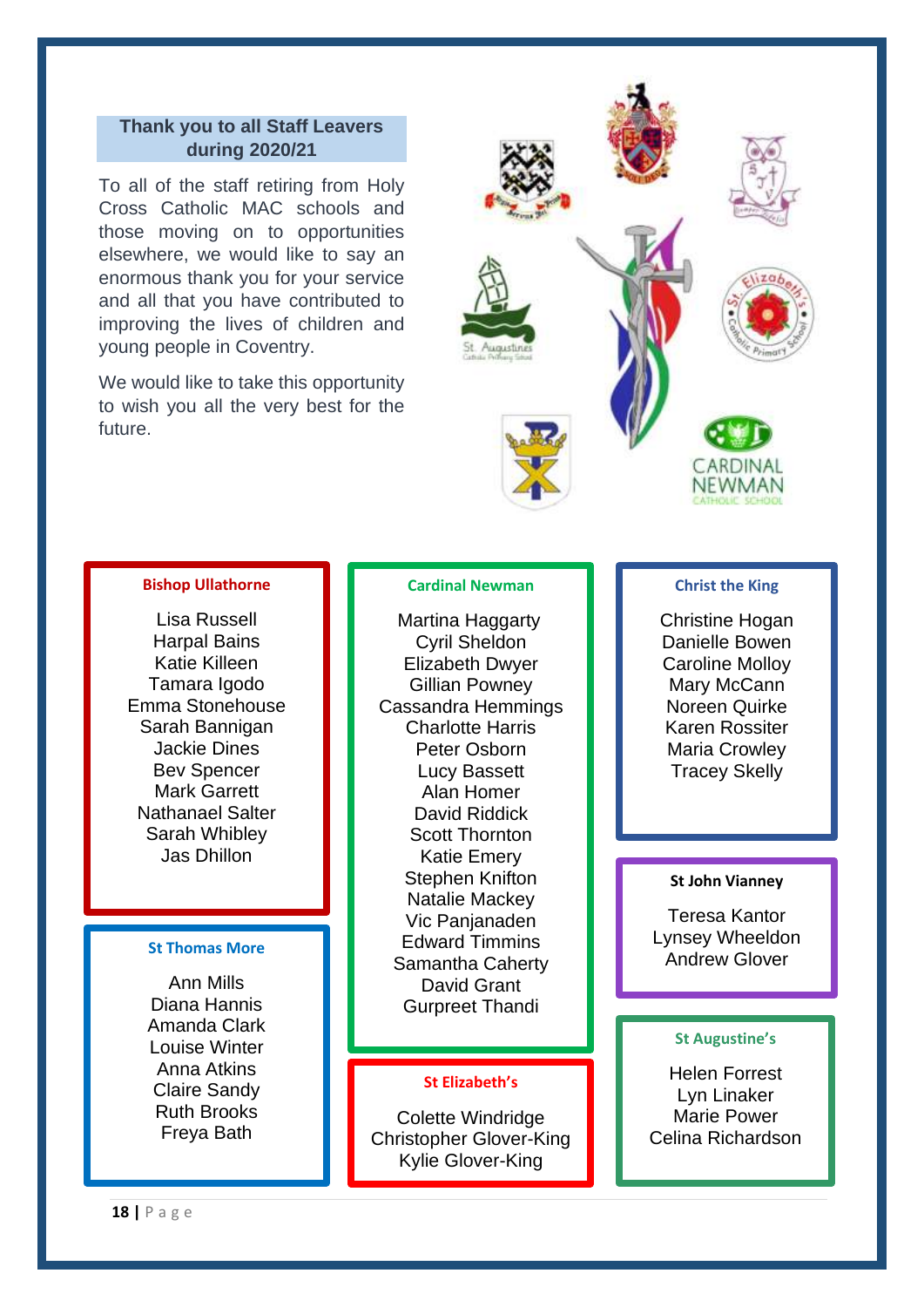## Thank you to all Staff Leavers during 2020/21

To all of the staff retiring from Holy Cross Catholic MAC schools and those moving on to opportunities elsewhere, we would like to say an enormous thank you for your service and all that you have contributed to improving the lives of children and young people in Coventry.

We would like to take this opportunity to wish you all the very best for the future.

### Bishop Ullathorne

Lisa Russell
Harpal Bains
Katie Killeen
Tamara Igodo
Emma Stonehouse
Sarah Bannigan
Jackie Dines
Bev Spencer
Mark Garrett
Nathanael Salter
Sarah Whibley
Jas Dhillon

### St Thomas More

Ann Mills
Diana Hannis
Amanda Clark
Louise Winter
Anna Atkins
Claire Sandy
Ruth Brooks
Freya Bath

### Cardinal Newman

Martina Haggarty
Cyril Sheldon
Elizabeth Dwyer
Gillian Powney
Cassandra Hemmings
Charlotte Harris
Peter Osborn
Lucy Bassett
Alan Homer
David Riddick
Scott Thornton
Katie Emery
Stephen Knifton
Natalie Mackey
Vic Panjanaden
Edward Timmins
Samantha Caherty
David Grant
Gurpreet Thandi

### St Elizabeth's

Colette Windridge
Christopher Glover-King
Kylie Glover-King

### Christ the King

Christine Hogan
Danielle Bowen
Caroline Molloy
Mary McCann
Noreen Quirke
Karen Rossiter
Maria Crowley
Tracey Skelly

### St John Vianney

Teresa Kantor
Lynsey Wheeldon
Andrew Glover

### St Augustine's

Helen Forrest
Lyn Linaker
Marie Power
Celina Richardson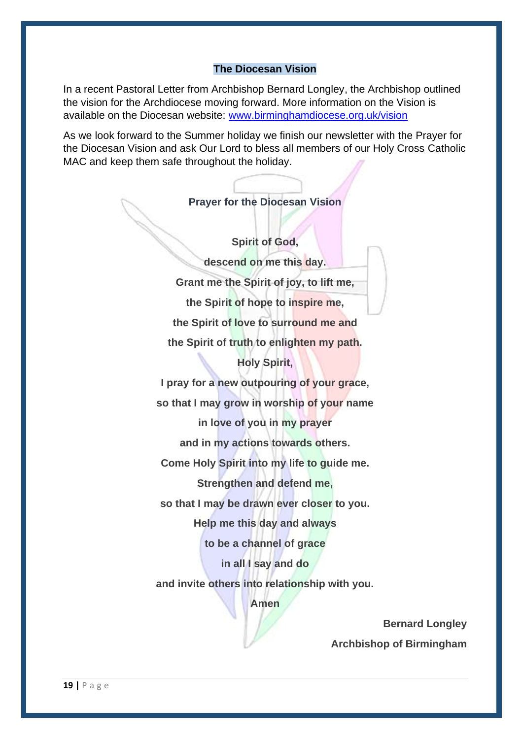## The Diocesan Vision

In a recent Pastoral Letter from Archbishop Bernard Longley, the Archbishop outlined the vision for the Archdiocese moving forward. More information on the Vision is available on the Diocesan website: [www.birminghamdiocese.org.uk/vision](www.birminghamdiocese.org.uk/vision)

As we look forward to the Summer holiday we finish our newsletter with the Prayer for the Diocesan Vision and ask Our Lord to bless all members of our Holy Cross Catholic MAC and keep them safe throughout the holiday.

### Prayer for the Diocesan Vision

**Spirit of God,**
**descend on me this day.**
**Grant me the Spirit of joy, to lift me,**
**the Spirit of hope to inspire me,**
**the Spirit of love to surround me and**
**the Spirit of truth to enlighten my path.**
**Holy Spirit,**
**I pray for a new outpouring of your grace,**
**so that I may grow in worship of your name**
**in love of you in my prayer**
**and in my actions towards others.**
**Come Holy Spirit into my life to guide me.**
**Strengthen and defend me,**
**so that I may be drawn ever closer to you.**
**Help me this day and always**
**to be a channel of grace**
**in all I say and do**
**and invite others into relationship with you.**
**Amen**

**Bernard Longley**
**Archbishop of Birmingham**